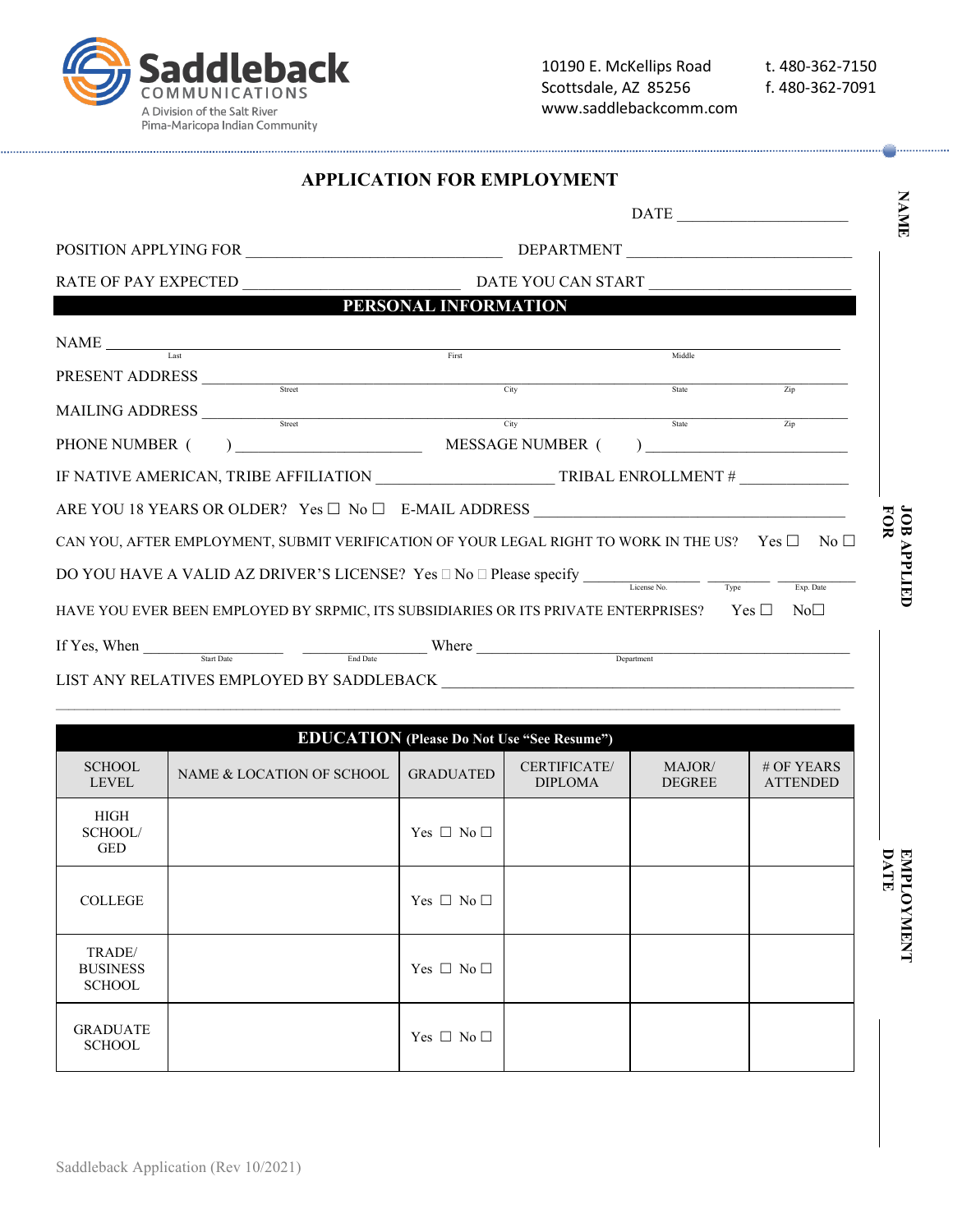**Saddleback** COMMUNICATIONS
A Division of the Salt River Pima-Maricopa Indian Community

10190 E. McKellips Road
Scottsdale, AZ 85256
www.saddlebackcomm.com

t. 480-362-7150
f. 480-362-7091

# APPLICATION FOR EMPLOYMENT

DATE ____________________

POSITION APPLYING FOR ______________________________ DEPARTMENT __________________________

RATE OF PAY EXPECTED _________________________ DATE YOU CAN START _______________________

## PERSONAL INFORMATION

NAME ________________________________________________________________________
Last First Middle

PRESENT ADDRESS ______________________________________________________________
Street City State Zip

MAILING ADDRESS ______________________________________________________________
Street City State Zip

PHONE NUMBER ( ) ______________________ MESSAGE NUMBER ( ) ______________________

IF NATIVE AMERICAN, TRIBE AFFILIATION _____________________ TRIBAL ENROLLMENT # _____________

ARE YOU 18 YEARS OR OLDER? Yes ☐ No ☐ E-MAIL ADDRESS ______________________________________

CAN YOU, AFTER EMPLOYMENT, SUBMIT VERIFICATION OF YOUR LEGAL RIGHT TO WORK IN THE US? Yes ☐ No ☐

DO YOU HAVE A VALID AZ DRIVER'S LICENSE? Yes ☐ No ☐ Please specify ______________ ________ __________
License No. Type Exp. Date

HAVE YOU EVER BEEN EMPLOYED BY SRPMIC, ITS SUBSIDIARIES OR ITS PRIVATE ENTERPRISES? Yes ☐ No☐

If Yes, When _________________ _______________ Where ____________________________________________
Start Date End Date Department

LIST ANY RELATIVES EMPLOYED BY SADDLEBACK ______________________________________________________

## EDUCATION (Please Do Not Use "See Resume")

| SCHOOL LEVEL | NAME & LOCATION OF SCHOOL | GRADUATED | CERTIFICATE/ DIPLOMA | MAJOR/ DEGREE | # OF YEARS ATTENDED |
|---|---|---|---|---|---|
| HIGH SCHOOL/ GED | | Yes ☐ No ☐ | | | |
| COLLEGE | | Yes ☐ No ☐ | | | |
| TRADE/ BUSINESS SCHOOL | | Yes ☐ No ☐ | | | |
| GRADUATE SCHOOL | | Yes ☐ No ☐ | | | |

NAME

JOB APPLIED FOR

EMPLOYMENT DATE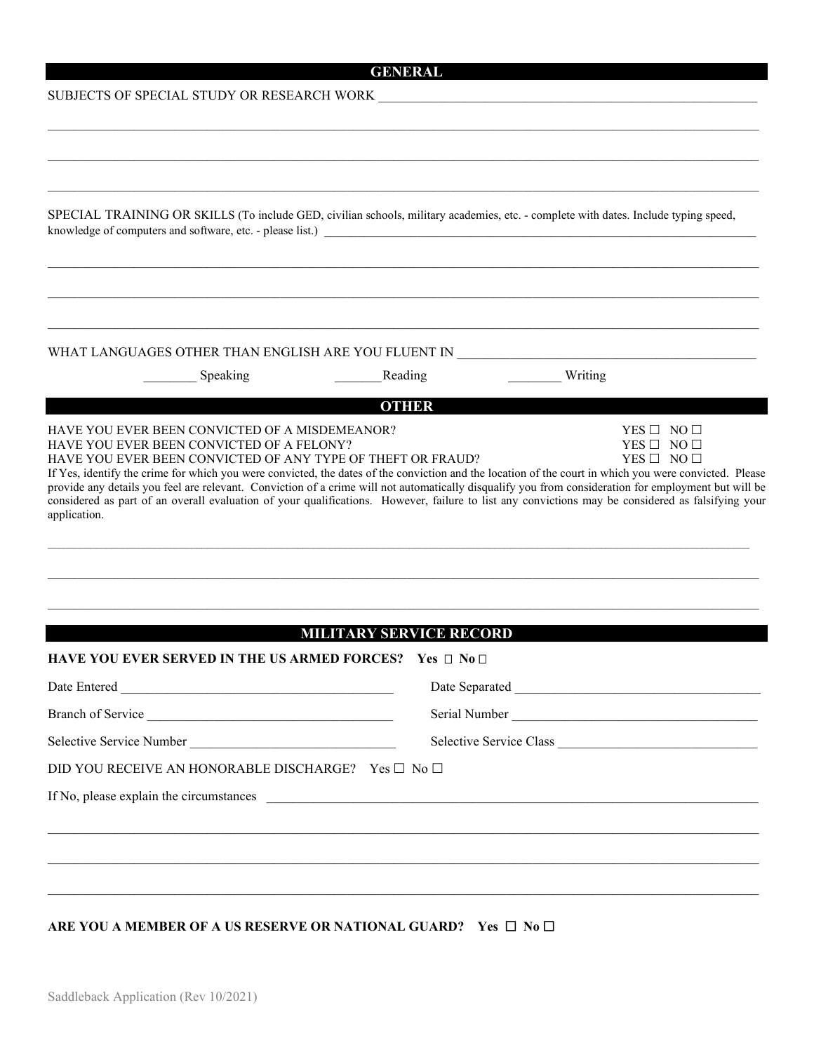## GENERAL

SUBJECTS OF SPECIAL STUDY OR RESEARCH WORK ______________________________________________

______________________________________________________________________________

______________________________________________________________________________

______________________________________________________________________________

SPECIAL TRAINING OR SKILLS (To include GED, civilian schools, military academies, etc. - complete with dates. Include typing speed, knowledge of computers and software, etc. - please list.) ______________________________________________

______________________________________________________________________________

______________________________________________________________________________

______________________________________________________________________________

WHAT LANGUAGES OTHER THAN ENGLISH ARE YOU FLUENT IN ______________________________

________ Speaking _______Reading ________ Writing

## OTHER

HAVE YOU EVER BEEN CONVICTED OF A MISDEMEANOR? YES ☐ NO ☐

HAVE YOU EVER BEEN CONVICTED OF A FELONY? YES ☐ NO ☐

HAVE YOU EVER BEEN CONVICTED OF ANY TYPE OF THEFT OR FRAUD? YES ☐ NO ☐

If Yes, identify the crime for which you were convicted, the dates of the conviction and the location of the court in which you were convicted. Please provide any details you feel are relevant. Conviction of a crime will not automatically disqualify you from consideration for employment but will be considered as part of an overall evaluation of your qualifications. However, failure to list any convictions may be considered as falsifying your application.

______________________________________________________________________________

______________________________________________________________________________

______________________________________________________________________________

## MILITARY SERVICE RECORD

**HAVE YOU EVER SERVED IN THE US ARMED FORCES? Yes ☐ No ☐**

Date Entered ______________________________ Date Separated ______________________________

Branch of Service ______________________________ Serial Number ______________________________

Selective Service Number ______________________________ Selective Service Class ______________________________

DID YOU RECEIVE AN HONORABLE DISCHARGE? Yes ☐ No ☐

If No, please explain the circumstances ______________________________________________

______________________________________________________________________________

______________________________________________________________________________

______________________________________________________________________________

**ARE YOU A MEMBER OF A US RESERVE OR NATIONAL GUARD? Yes ☐ No ☐**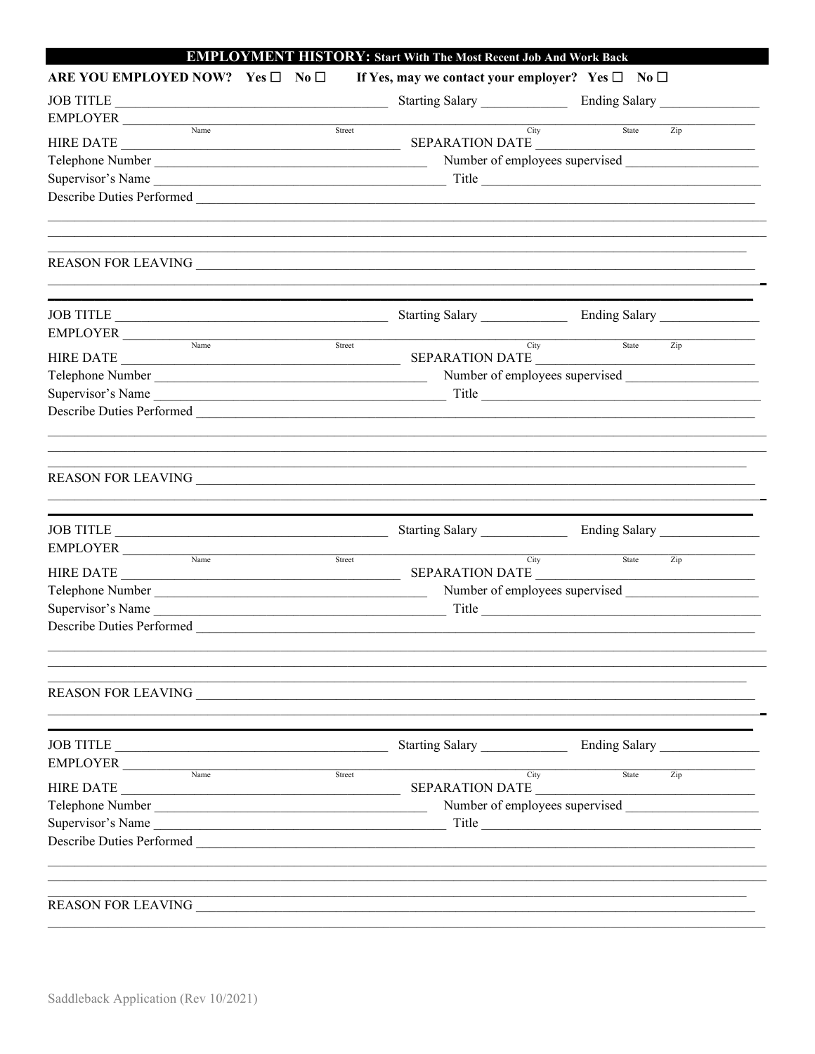## EMPLOYMENT HISTORY: Start With The Most Recent Job And Work Back

**ARE YOU EMPLOYED NOW?** Yes ☐ No ☐  **If Yes, may we contact your employer?** Yes ☐ No ☐

JOB TITLE ______________________ Starting Salary ____________ Ending Salary ______________

EMPLOYER ______________________________________________________________
Name  Street  City  State  Zip

HIRE DATE ______________________ SEPARATION DATE ______________________

Telephone Number ______________________ Number of employees supervised ______________

Supervisor's Name ______________________ Title ______________________

Describe Duties Performed ______________________________________________________________

______________________________________________________________

______________________________________________________________

REASON FOR LEAVING ______________________________________________________________

______________________________________________________________

---

JOB TITLE ______________________ Starting Salary ____________ Ending Salary ______________

EMPLOYER ______________________________________________________________
Name  Street  City  State  Zip

HIRE DATE ______________________ SEPARATION DATE ______________________

Telephone Number ______________________ Number of employees supervised ______________

Supervisor's Name ______________________ Title ______________________

Describe Duties Performed ______________________________________________________________

______________________________________________________________

______________________________________________________________

REASON FOR LEAVING ______________________________________________________________

______________________________________________________________

---

JOB TITLE ______________________ Starting Salary ____________ Ending Salary ______________

EMPLOYER ______________________________________________________________
Name  Street  City  State  Zip

HIRE DATE ______________________ SEPARATION DATE ______________________

Telephone Number ______________________ Number of employees supervised ______________

Supervisor's Name ______________________ Title ______________________

Describe Duties Performed ______________________________________________________________

______________________________________________________________

______________________________________________________________

REASON FOR LEAVING ______________________________________________________________

______________________________________________________________

---

JOB TITLE ______________________ Starting Salary ____________ Ending Salary ______________

EMPLOYER ______________________________________________________________
Name  Street  City  State  Zip

HIRE DATE ______________________ SEPARATION DATE ______________________

Telephone Number ______________________ Number of employees supervised ______________

Supervisor's Name ______________________ Title ______________________

Describe Duties Performed ______________________________________________________________

______________________________________________________________

______________________________________________________________

REASON FOR LEAVING ______________________________________________________________

______________________________________________________________

Saddleback Application (Rev 10/2021)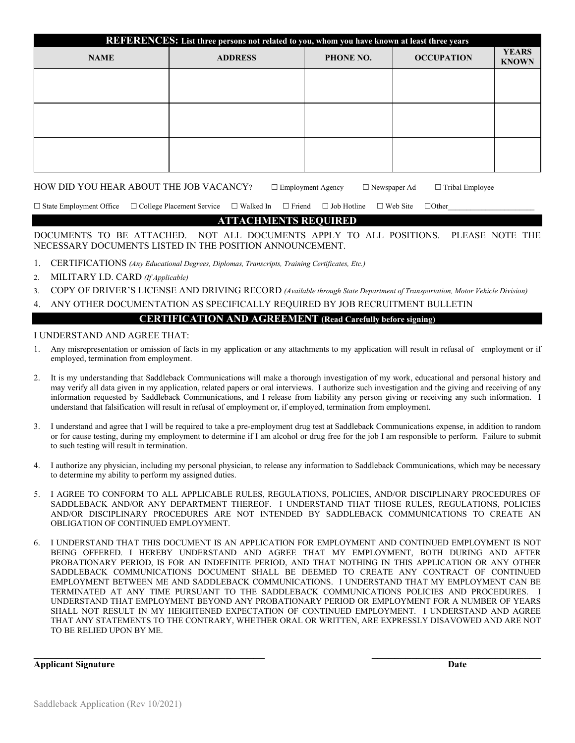| REFERENCES: List three persons not related to you, whom you have known at least three years | | | | |
|---|---|---|---|---|
| NAME | ADDRESS | PHONE NO. | OCCUPATION | YEARS KNOWN |
| | | | | |
| | | | | |
| | | | | |

HOW DID YOU HEAR ABOUT THE JOB VACANCY? ☐ Employment Agency ☐ Newspaper Ad ☐ Tribal Employee

☐ State Employment Office ☐ College Placement Service ☐ Walked In ☐ Friend ☐ Job Hotline ☐ Web Site ☐Other_______________________

## ATTACHMENTS REQUIRED

DOCUMENTS TO BE ATTACHED. NOT ALL DOCUMENTS APPLY TO ALL POSITIONS. PLEASE NOTE THE NECESSARY DOCUMENTS LISTED IN THE POSITION ANNOUNCEMENT.

1. CERTIFICATIONS *(Any Educational Degrees, Diplomas, Transcripts, Training Certificates, Etc.)*
2. MILITARY I.D. CARD *(If Applicable)*
3. COPY OF DRIVER'S LICENSE AND DRIVING RECORD *(Available through State Department of Transportation, Motor Vehicle Division)*
4. ANY OTHER DOCUMENTATION AS SPECIFICALLY REQUIRED BY JOB RECRUITMENT BULLETIN

## CERTIFICATION AND AGREEMENT (Read Carefully before signing)

I UNDERSTAND AND AGREE THAT:

1. Any misrepresentation or omission of facts in my application or any attachments to my application will result in refusal of employment or if employed, termination from employment.

2. It is my understanding that Saddleback Communications will make a thorough investigation of my work, educational and personal history and may verify all data given in my application, related papers or oral interviews. I authorize such investigation and the giving and receiving of any information requested by Saddleback Communications, and I release from liability any person giving or receiving any such information. I understand that falsification will result in refusal of employment or, if employed, termination from employment.

3. I understand and agree that I will be required to take a pre-employment drug test at Saddleback Communications expense, in addition to random or for cause testing, during my employment to determine if I am alcohol or drug free for the job I am responsible to perform. Failure to submit to such testing will result in termination.

4. I authorize any physician, including my personal physician, to release any information to Saddleback Communications, which may be necessary to determine my ability to perform my assigned duties.

5. I AGREE TO CONFORM TO ALL APPLICABLE RULES, REGULATIONS, POLICIES, AND/OR DISCIPLINARY PROCEDURES OF SADDLEBACK AND/OR ANY DEPARTMENT THEREOF. I UNDERSTAND THAT THOSE RULES, REGULATIONS, POLICIES AND/OR DISCIPLINARY PROCEDURES ARE NOT INTENDED BY SADDLEBACK COMMUNICATIONS TO CREATE AN OBLIGATION OF CONTINUED EMPLOYMENT.

6. I UNDERSTAND THAT THIS DOCUMENT IS AN APPLICATION FOR EMPLOYMENT AND CONTINUED EMPLOYMENT IS NOT BEING OFFERED. I HEREBY UNDERSTAND AND AGREE THAT MY EMPLOYMENT, BOTH DURING AND AFTER PROBATIONARY PERIOD, IS FOR AN INDEFINITE PERIOD, AND THAT NOTHING IN THIS APPLICATION OR ANY OTHER SADDLEBACK COMMUNICATIONS DOCUMENT SHALL BE DEEMED TO CREATE ANY CONTRACT OF CONTINUED EMPLOYMENT BETWEEN ME AND SADDLEBACK COMMUNICATIONS. I UNDERSTAND THAT MY EMPLOYMENT CAN BE TERMINATED AT ANY TIME PURSUANT TO THE SADDLEBACK COMMUNICATIONS POLICIES AND PROCEDURES. I UNDERSTAND THAT EMPLOYMENT BEYOND ANY PROBATIONARY PERIOD OR EMPLOYMENT FOR A NUMBER OF YEARS SHALL NOT RESULT IN MY HEIGHTENED EXPECTATION OF CONTINUED EMPLOYMENT. I UNDERSTAND AND AGREE THAT ANY STATEMENTS TO THE CONTRARY, WHETHER ORAL OR WRITTEN, ARE EXPRESSLY DISAVOWED AND ARE NOT TO BE RELIED UPON BY ME.

_____________________________________________ ________________________________

**Applicant Signature** **Date**

Saddleback Application (Rev 10/2021)